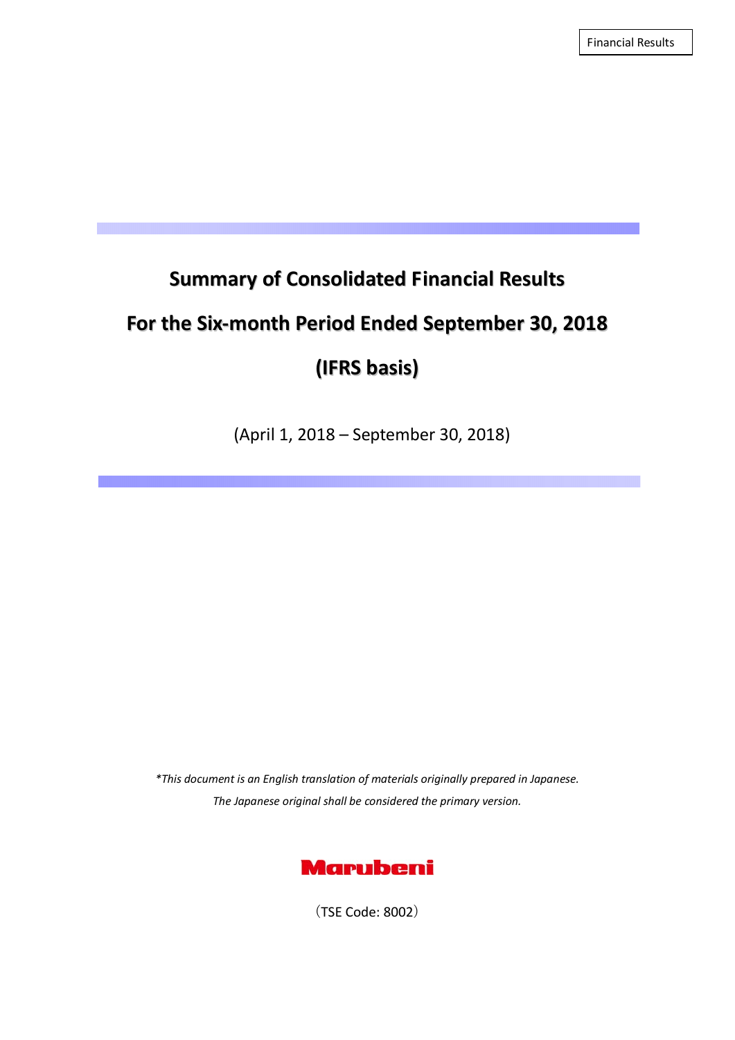Financial Results

# Summary of Consolidated Financial Results

# For the Six-month Period Ended September 30, 2018

# (IFRS basis)

(April 1, 2018 – September 30, 2018)

*\*This document is an English translation of materials originally prepared in Japanese.*
*The Japanese original shall be considered the primary version.*

Marubeni

（TSE Code: 8002）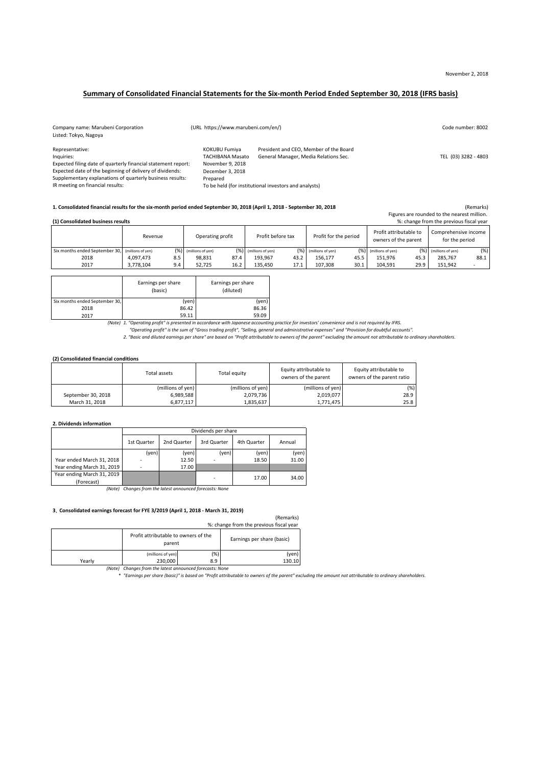November 2, 2018

# Summary of Consolidated Financial Statements for the Six-month Period Ended September 30, 2018 (IFRS basis)

Company name: Marubeni Corporation (URL https://www.marubeni.com/en/) Code number: 8002

Listed: Tokyo, Nagoya

| | | | |
|---|---|---|---|
| Representative: | KOKUBU Fumiya | President and CEO, Member of the Board | |
| Inquiries: | TACHIBANA Masato | General Manager, Media Relations Sec. | TEL (03) 3282 - 4803 |
| Expected filing date of quarterly financial statement report: | November 9, 2018 | | |
| Expected date of the beginning of delivery of dividends: | December 3, 2018 | | |
| Supplementary explanations of quarterly business results: | Prepared | | |
| IR meeting on financial results: | To be held (for institutional investors and analysts) | | |

## 1. Consolidated financial results for the six-month period ended September 30, 2018 (April 1, 2018 - September 30, 2018

(Remarks)
Figures are rounded to the nearest million.
%: change from the previous fiscal year

### (1) Consolidated business results

| | Revenue | | Operating profit | | Profit before tax | | Profit for the period | | Profit attributable to owners of the parent | | Comprehensive income for the period | |
|---|---|---|---|---|---|---|---|---|---|---|---|---|
| Six months ended September 30, | (millions of yen) | (%) | (millions of yen) | (%) | (millions of yen) | (%) | (millions of yen) | (%) | (millions of yen) | (%) | (millions of yen) | (%) |
| 2018 | 4,097,473 | 8.5 | 98,831 | 87.4 | 193,967 | 43.2 | 156,177 | 45.5 | 151,976 | 45.3 | 285,767 | 88.1 |
| 2017 | 3,778,104 | 9.4 | 52,725 | 16.2 | 135,450 | 17.1 | 107,308 | 30.1 | 104,591 | 29.9 | 151,942 | - |

| | Earnings per share (basic) | Earnings per share (diluted) |
|---|---|---|
| Six months ended September 30, | (yen) | (yen) |
| 2018 | 86.42 | 86.36 |
| 2017 | 59.11 | 59.09 |

*(Note) 1. "Operating profit" is presented in accordance with Japanese accounting practice for investors' convenience and is not required by IFRS.*
*"Operating profit" is the sum of "Gross trading profit", "Selling, general and administrative expenses" and "Provision for doubtful accounts".*
*2. "Basic and diluted earnings per share" are based on "Profit attributable to owners of the parent" excluding the amount not attributable to ordinary shareholders.*

### (2) Consolidated financial conditions

| | Total assets | Total equity | Equity attributable to owners of the parent | Equity attributable to owners of the parent ratio |
|---|---|---|---|---|
| | (millions of yen) | (millions of yen) | (millions of yen) | (%) |
| September 30, 2018 | 6,989,588 | 2,079,736 | 2,019,077 | 28.9 |
| March 31, 2018 | 6,877,117 | 1,835,637 | 1,771,475 | 25.8 |

## 2. Dividends information

| | Dividends per share | | | | |
|---|---|---|---|---|---|
| | 1st Quarter | 2nd Quarter | 3rd Quarter | 4th Quarter | Annual |
| | (yen) | (yen) | (yen) | (yen) | (yen) |
| Year ended March 31, 2018 | - | 12.50 | - | 18.50 | 31.00 |
| Year ending March 31, 2019 | - | 17.00 | | | |
| Year ending March 31, 2019 (Forecast) | | | - | 17.00 | 34.00 |

*(Note) Changes from the latest announced forecasts: None*

## 3. Consolidated earnings forecast for FYE 3/2019 (April 1, 2018 - March 31, 2019)

(Remarks)
%: change from the previous fiscal year

| | Profit attributable to owners of the parent | | Earnings per share (basic) |
|---|---|---|---|
| | (millions of yen) | (%) | (yen) |
| Yearly | 230,000 | 8.9 | 130.10 |

*(Note) Changes from the latest announced forecasts: None*

*\* "Earnings per share (basic)" is based on "Profit attributable to owners of the parent" excluding the amount not attributable to ordinary shareholders.*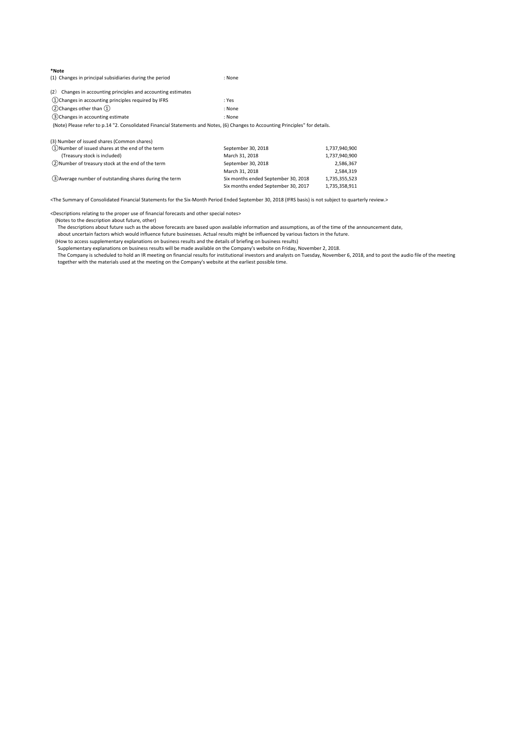**\*Note**

(1) Changes in principal subsidiaries during the period : None

(2) Changes in accounting principles and accounting estimates

| | |
|---|---|
| ① Changes in accounting principles required by IFRS | : Yes |
| ② Changes other than ① | : None |
| ③ Changes in accounting estimate | : None |

(Note) Please refer to p.14 "2. Consolidated Financial Statements and Notes, (6) Changes to Accounting Principles" for details.

(3) Number of issued shares (Common shares)

| | | |
|---|---|---|
| ① Number of issued shares at the end of the term | September 30, 2018 | 1,737,940,900 |
| (Treasury stock is included) | March 31, 2018 | 1,737,940,900 |
| ② Number of treasury stock at the end of the term | September 30, 2018 | 2,586,367 |
| | March 31, 2018 | 2,584,319 |
| ③ Average number of outstanding shares during the term | Six months ended September 30, 2018 | 1,735,355,523 |
| | Six months ended September 30, 2017 | 1,735,358,911 |

<The Summary of Consolidated Financial Statements for the Six-Month Period Ended September 30, 2018 (IFRS basis) is not subject to quarterly review.>

<Descriptions relating to the proper use of financial forecasts and other special notes>

(Notes to the description about future, other)

The descriptions about future such as the above forecasts are based upon available information and assumptions, as of the time of the announcement date, about uncertain factors which would influence future businesses. Actual results might be influenced by various factors in the future.

(How to access supplementary explanations on business results and the details of briefing on business results)

Supplementary explanations on business results will be made available on the Company's website on Friday, November 2, 2018.

The Company is scheduled to hold an IR meeting on financial results for institutional investors and analysts on Tuesday, November 6, 2018, and to post the audio file of the meeting together with the materials used at the meeting on the Company's website at the earliest possible time.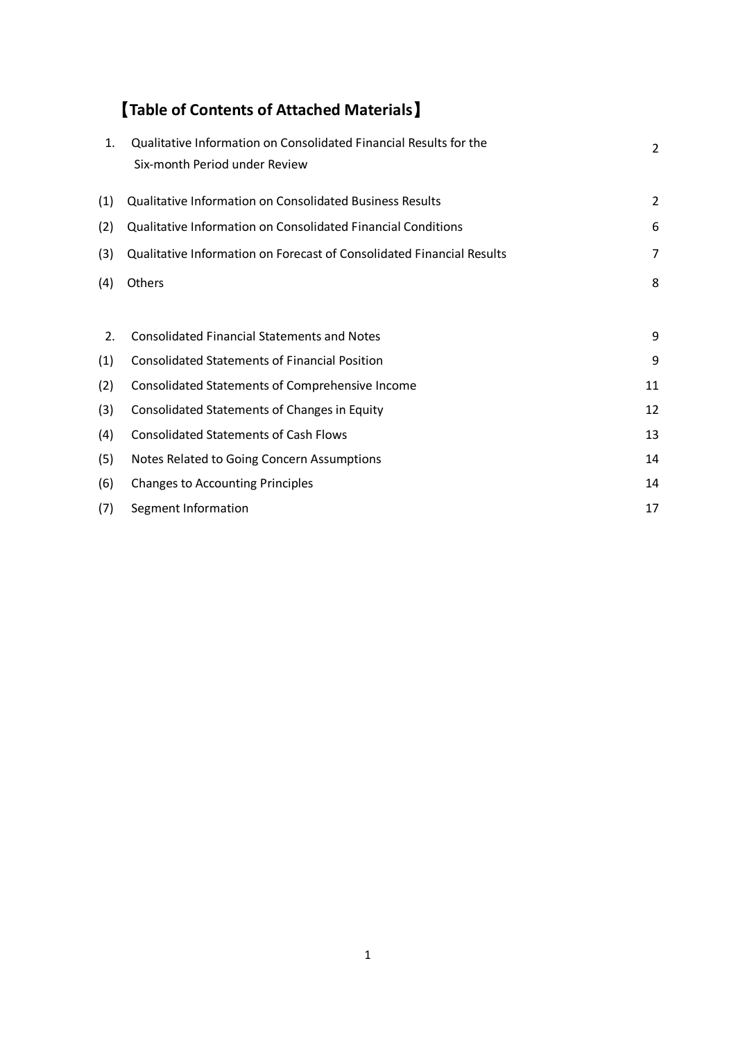# 【Table of Contents of Attached Materials】

| | | |
|---|---|---|
| 1. | Qualitative Information on Consolidated Financial Results for the Six-month Period under Review | 2 |
| (1) | Qualitative Information on Consolidated Business Results | 2 |
| (2) | Qualitative Information on Consolidated Financial Conditions | 6 |
| (3) | Qualitative Information on Forecast of Consolidated Financial Results | 7 |
| (4) | Others | 8 |
| 2. | Consolidated Financial Statements and Notes | 9 |
| (1) | Consolidated Statements of Financial Position | 9 |
| (2) | Consolidated Statements of Comprehensive Income | 11 |
| (3) | Consolidated Statements of Changes in Equity | 12 |
| (4) | Consolidated Statements of Cash Flows | 13 |
| (5) | Notes Related to Going Concern Assumptions | 14 |
| (6) | Changes to Accounting Principles | 14 |
| (7) | Segment Information | 17 |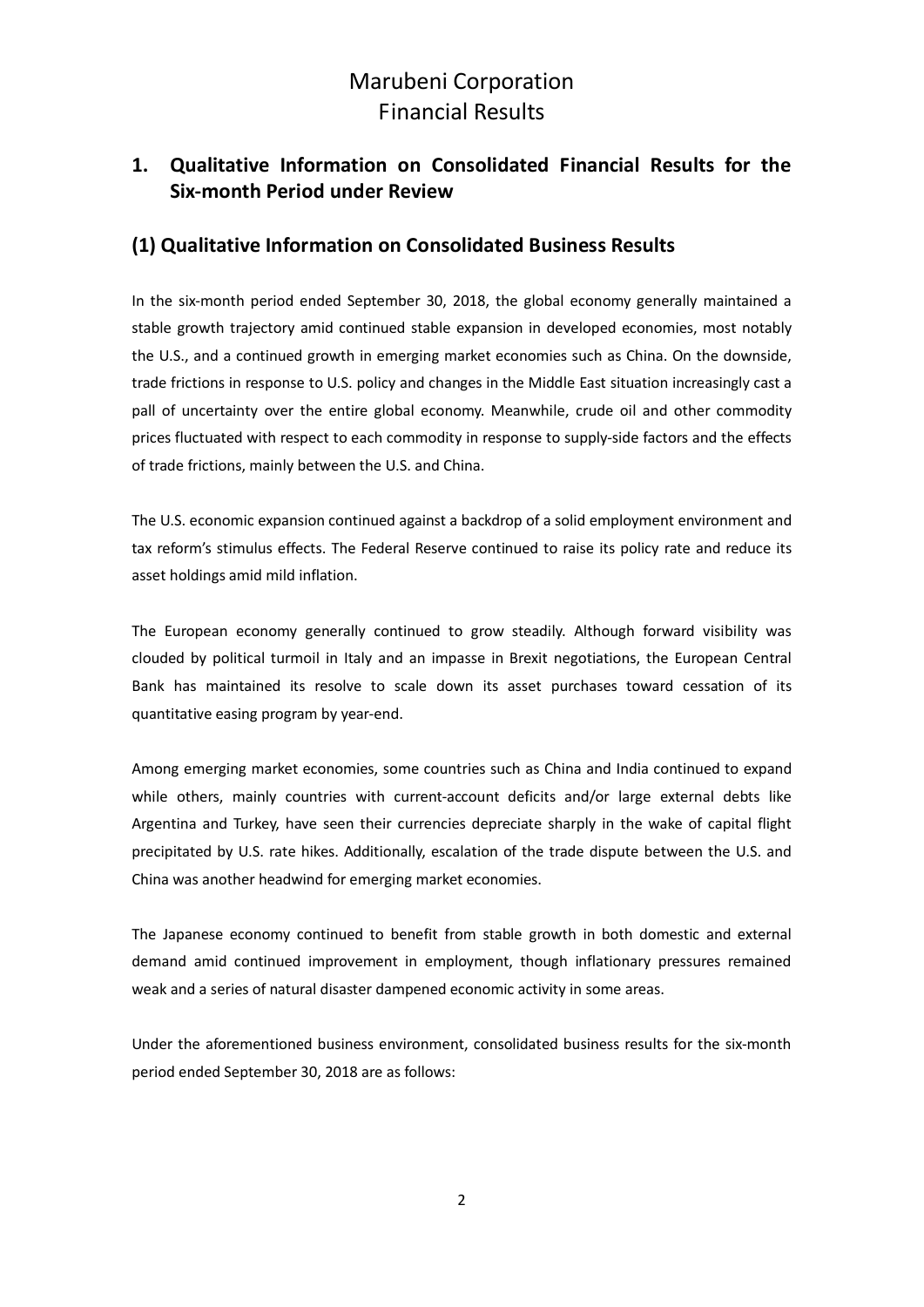# Marubeni Corporation
# Financial Results

## 1. Qualitative Information on Consolidated Financial Results for the Six-month Period under Review

### (1) Qualitative Information on Consolidated Business Results

In the six-month period ended September 30, 2018, the global economy generally maintained a stable growth trajectory amid continued stable expansion in developed economies, most notably the U.S., and a continued growth in emerging market economies such as China. On the downside, trade frictions in response to U.S. policy and changes in the Middle East situation increasingly cast a pall of uncertainty over the entire global economy. Meanwhile, crude oil and other commodity prices fluctuated with respect to each commodity in response to supply-side factors and the effects of trade frictions, mainly between the U.S. and China.

The U.S. economic expansion continued against a backdrop of a solid employment environment and tax reform's stimulus effects. The Federal Reserve continued to raise its policy rate and reduce its asset holdings amid mild inflation.

The European economy generally continued to grow steadily. Although forward visibility was clouded by political turmoil in Italy and an impasse in Brexit negotiations, the European Central Bank has maintained its resolve to scale down its asset purchases toward cessation of its quantitative easing program by year-end.

Among emerging market economies, some countries such as China and India continued to expand while others, mainly countries with current-account deficits and/or large external debts like Argentina and Turkey, have seen their currencies depreciate sharply in the wake of capital flight precipitated by U.S. rate hikes. Additionally, escalation of the trade dispute between the U.S. and China was another headwind for emerging market economies.

The Japanese economy continued to benefit from stable growth in both domestic and external demand amid continued improvement in employment, though inflationary pressures remained weak and a series of natural disaster dampened economic activity in some areas.

Under the aforementioned business environment, consolidated business results for the six-month period ended September 30, 2018 are as follows: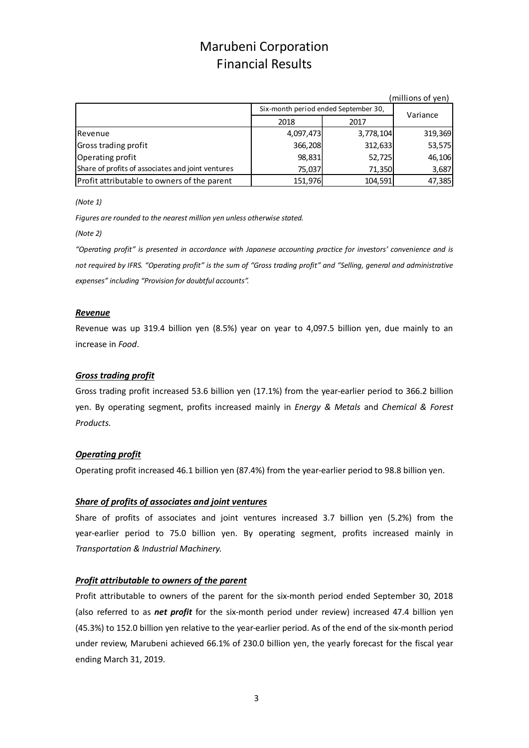# Marubeni Corporation
# Financial Results

(millions of yen)

| | Six-month period ended September 30, | | Variance |
|---|---|---|---|
| | 2018 | 2017 | |
| Revenue | 4,097,473 | 3,778,104 | 319,369 |
| Gross trading profit | 366,208 | 312,633 | 53,575 |
| Operating profit | 98,831 | 52,725 | 46,106 |
| Share of profits of associates and joint ventures | 75,037 | 71,350 | 3,687 |
| Profit attributable to owners of the parent | 151,976 | 104,591 | 47,385 |

*(Note 1)*

*Figures are rounded to the nearest million yen unless otherwise stated.*

*(Note 2)*

*"Operating profit" is presented in accordance with Japanese accounting practice for investors' convenience and is not required by IFRS. "Operating profit" is the sum of "Gross trading profit" and "Selling, general and administrative expenses" including "Provision for doubtful accounts".*

### ***Revenue***

Revenue was up 319.4 billion yen (8.5%) year on year to 4,097.5 billion yen, due mainly to an increase in *Food*.

### ***Gross trading profit***

Gross trading profit increased 53.6 billion yen (17.1%) from the year-earlier period to 366.2 billion yen. By operating segment, profits increased mainly in *Energy & Metals* and *Chemical & Forest Products.*

### ***Operating profit***

Operating profit increased 46.1 billion yen (87.4%) from the year-earlier period to 98.8 billion yen.

### ***Share of profits of associates and joint ventures***

Share of profits of associates and joint ventures increased 3.7 billion yen (5.2%) from the year-earlier period to 75.0 billion yen. By operating segment, profits increased mainly in *Transportation & Industrial Machinery.*

### ***Profit attributable to owners of the parent***

Profit attributable to owners of the parent for the six-month period ended September 30, 2018 (also referred to as ***net profit*** for the six-month period under review) increased 47.4 billion yen (45.3%) to 152.0 billion yen relative to the year-earlier period. As of the end of the six-month period under review, Marubeni achieved 66.1% of 230.0 billion yen, the yearly forecast for the fiscal year ending March 31, 2019.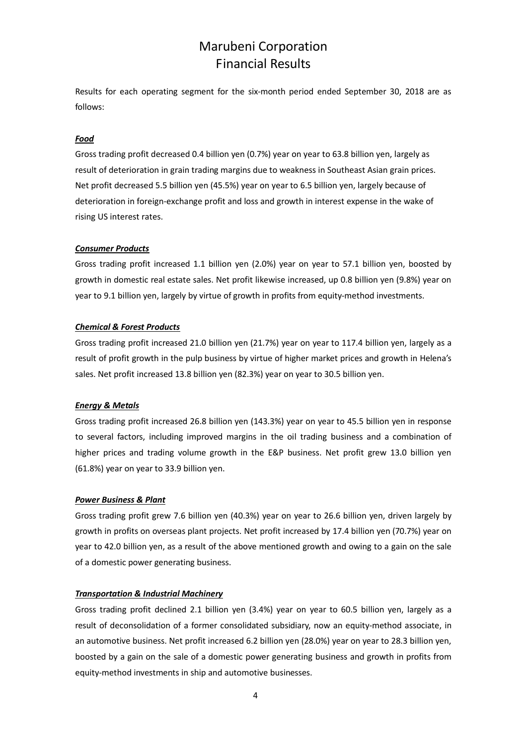# Marubeni Corporation
# Financial Results

Results for each operating segment for the six-month period ended September 30, 2018 are as follows:

***Food***

Gross trading profit decreased 0.4 billion yen (0.7%) year on year to 63.8 billion yen, largely as result of deterioration in grain trading margins due to weakness in Southeast Asian grain prices. Net profit decreased 5.5 billion yen (45.5%) year on year to 6.5 billion yen, largely because of deterioration in foreign-exchange profit and loss and growth in interest expense in the wake of rising US interest rates.

***Consumer Products***

Gross trading profit increased 1.1 billion yen (2.0%) year on year to 57.1 billion yen, boosted by growth in domestic real estate sales. Net profit likewise increased, up 0.8 billion yen (9.8%) year on year to 9.1 billion yen, largely by virtue of growth in profits from equity-method investments.

***Chemical & Forest Products***

Gross trading profit increased 21.0 billion yen (21.7%) year on year to 117.4 billion yen, largely as a result of profit growth in the pulp business by virtue of higher market prices and growth in Helena's sales. Net profit increased 13.8 billion yen (82.3%) year on year to 30.5 billion yen.

***Energy & Metals***

Gross trading profit increased 26.8 billion yen (143.3%) year on year to 45.5 billion yen in response to several factors, including improved margins in the oil trading business and a combination of higher prices and trading volume growth in the E&P business. Net profit grew 13.0 billion yen (61.8%) year on year to 33.9 billion yen.

***Power Business & Plant***

Gross trading profit grew 7.6 billion yen (40.3%) year on year to 26.6 billion yen, driven largely by growth in profits on overseas plant projects. Net profit increased by 17.4 billion yen (70.7%) year on year to 42.0 billion yen, as a result of the above mentioned growth and owing to a gain on the sale of a domestic power generating business.

***Transportation & Industrial Machinery***

Gross trading profit declined 2.1 billion yen (3.4%) year on year to 60.5 billion yen, largely as a result of deconsolidation of a former consolidated subsidiary, now an equity-method associate, in an automotive business. Net profit increased 6.2 billion yen (28.0%) year on year to 28.3 billion yen, boosted by a gain on the sale of a domestic power generating business and growth in profits from equity-method investments in ship and automotive businesses.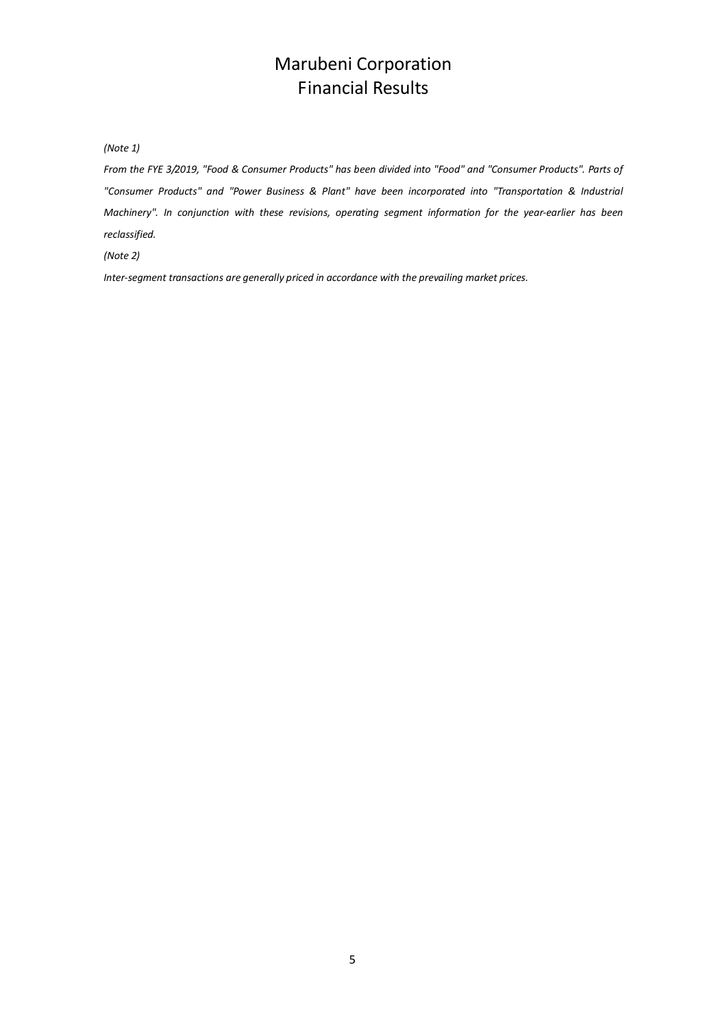# Marubeni Corporation
# Financial Results

*(Note 1)*

*From the FYE 3/2019, "Food & Consumer Products" has been divided into "Food" and "Consumer Products". Parts of "Consumer Products" and "Power Business & Plant" have been incorporated into "Transportation & Industrial Machinery". In conjunction with these revisions, operating segment information for the year-earlier has been reclassified.*

*(Note 2)*

*Inter-segment transactions are generally priced in accordance with the prevailing market prices.*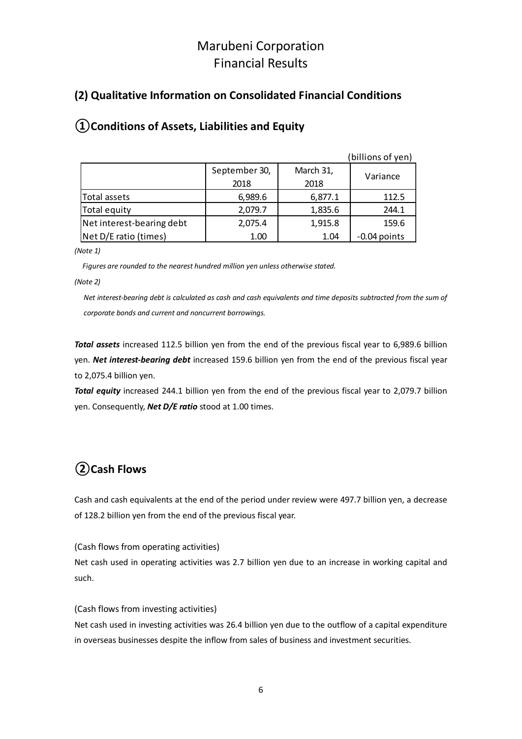# Marubeni Corporation
# Financial Results

## (2) Qualitative Information on Consolidated Financial Conditions

## ①Conditions of Assets, Liabilities and Equity

(billions of yen)

| | September 30, 2018 | March 31, 2018 | Variance |
|---|---|---|---|
| Total assets | 6,989.6 | 6,877.1 | 112.5 |
| Total equity | 2,079.7 | 1,835.6 | 244.1 |
| Net interest-bearing debt | 2,075.4 | 1,915.8 | 159.6 |
| Net D/E ratio (times) | 1.00 | 1.04 | -0.04 points |

*(Note 1)*

*Figures are rounded to the nearest hundred million yen unless otherwise stated.*

*(Note 2)*

*Net interest-bearing debt is calculated as cash and cash equivalents and time deposits subtracted from the sum of corporate bonds and current and noncurrent borrowings.*

***Total assets*** increased 112.5 billion yen from the end of the previous fiscal year to 6,989.6 billion yen. ***Net interest-bearing debt*** increased 159.6 billion yen from the end of the previous fiscal year to 2,075.4 billion yen.

***Total equity*** increased 244.1 billion yen from the end of the previous fiscal year to 2,079.7 billion yen. Consequently, ***Net D/E ratio*** stood at 1.00 times.

## ②Cash Flows

Cash and cash equivalents at the end of the period under review were 497.7 billion yen, a decrease of 128.2 billion yen from the end of the previous fiscal year.

(Cash flows from operating activities)

Net cash used in operating activities was 2.7 billion yen due to an increase in working capital and such.

(Cash flows from investing activities)

Net cash used in investing activities was 26.4 billion yen due to the outflow of a capital expenditure in overseas businesses despite the inflow from sales of business and investment securities.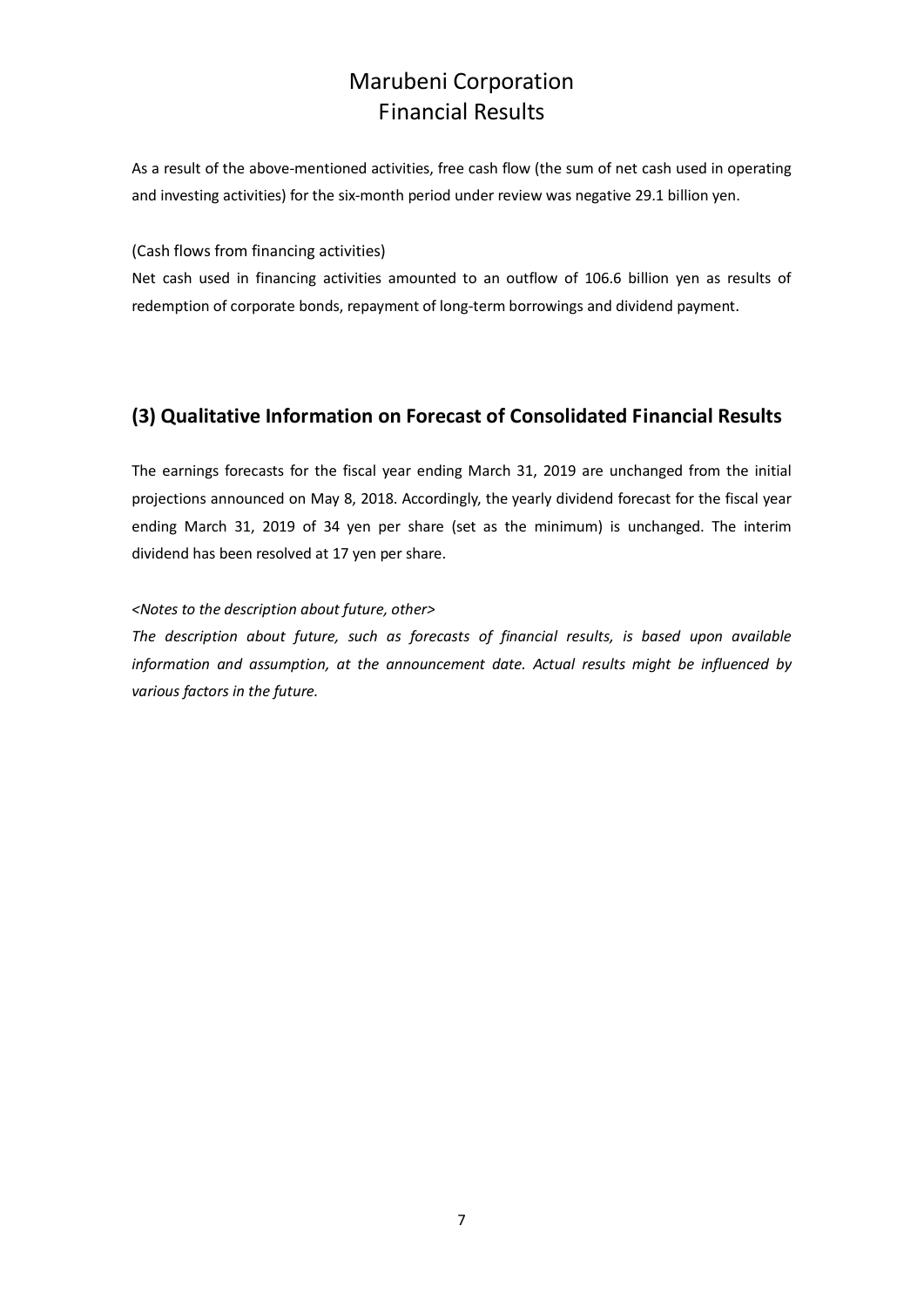As a result of the above-mentioned activities, free cash flow (the sum of net cash used in operating and investing activities) for the six-month period under review was negative 29.1 billion yen.

(Cash flows from financing activities)

Net cash used in financing activities amounted to an outflow of 106.6 billion yen as results of redemption of corporate bonds, repayment of long-term borrowings and dividend payment.

## (3) Qualitative Information on Forecast of Consolidated Financial Results

The earnings forecasts for the fiscal year ending March 31, 2019 are unchanged from the initial projections announced on May 8, 2018. Accordingly, the yearly dividend forecast for the fiscal year ending March 31, 2019 of 34 yen per share (set as the minimum) is unchanged. The interim dividend has been resolved at 17 yen per share.

*<Notes to the description about future, other>*

*The description about future, such as forecasts of financial results, is based upon available information and assumption, at the announcement date. Actual results might be influenced by various factors in the future.*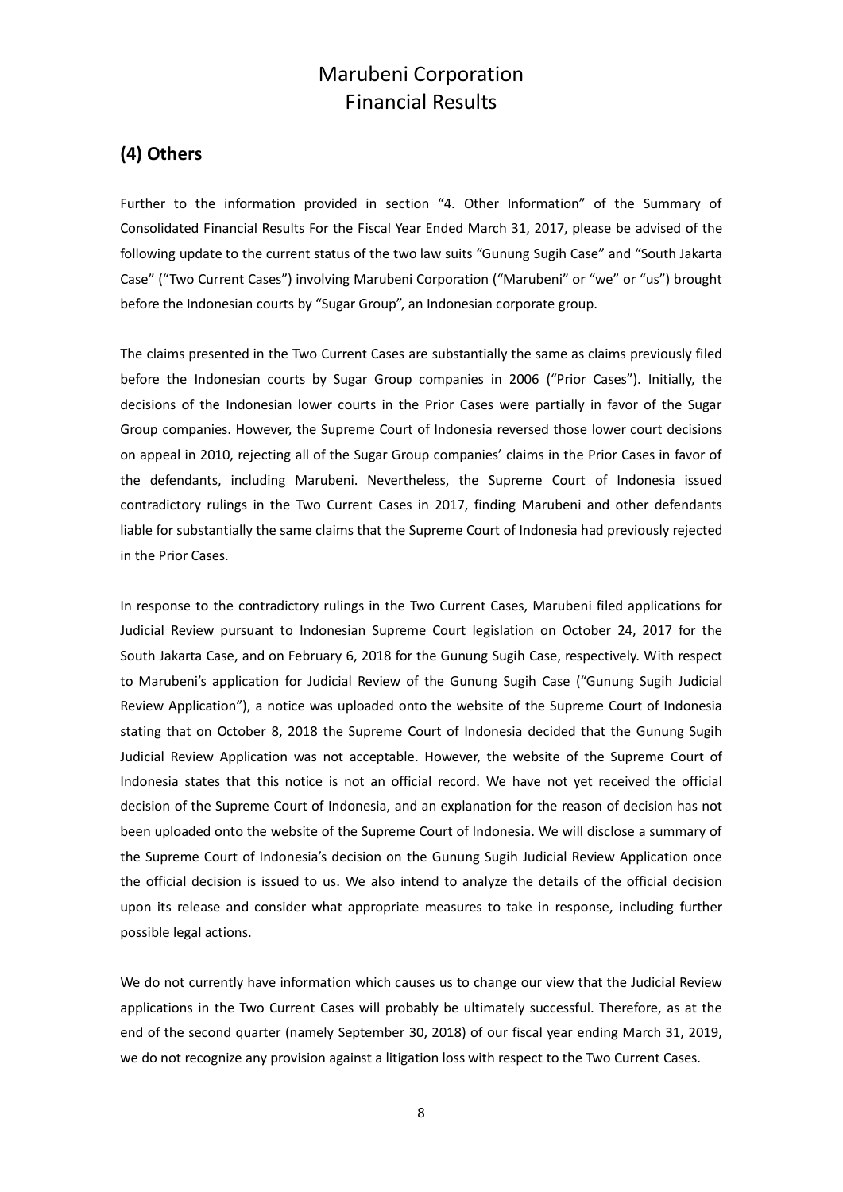## (4) Others

Further to the information provided in section "4. Other Information" of the Summary of Consolidated Financial Results For the Fiscal Year Ended March 31, 2017, please be advised of the following update to the current status of the two law suits "Gunung Sugih Case" and "South Jakarta Case" ("Two Current Cases") involving Marubeni Corporation ("Marubeni" or "we" or "us") brought before the Indonesian courts by "Sugar Group", an Indonesian corporate group.

The claims presented in the Two Current Cases are substantially the same as claims previously filed before the Indonesian courts by Sugar Group companies in 2006 ("Prior Cases"). Initially, the decisions of the Indonesian lower courts in the Prior Cases were partially in favor of the Sugar Group companies. However, the Supreme Court of Indonesia reversed those lower court decisions on appeal in 2010, rejecting all of the Sugar Group companies' claims in the Prior Cases in favor of the defendants, including Marubeni. Nevertheless, the Supreme Court of Indonesia issued contradictory rulings in the Two Current Cases in 2017, finding Marubeni and other defendants liable for substantially the same claims that the Supreme Court of Indonesia had previously rejected in the Prior Cases.

In response to the contradictory rulings in the Two Current Cases, Marubeni filed applications for Judicial Review pursuant to Indonesian Supreme Court legislation on October 24, 2017 for the South Jakarta Case, and on February 6, 2018 for the Gunung Sugih Case, respectively. With respect to Marubeni's application for Judicial Review of the Gunung Sugih Case ("Gunung Sugih Judicial Review Application"), a notice was uploaded onto the website of the Supreme Court of Indonesia stating that on October 8, 2018 the Supreme Court of Indonesia decided that the Gunung Sugih Judicial Review Application was not acceptable. However, the website of the Supreme Court of Indonesia states that this notice is not an official record. We have not yet received the official decision of the Supreme Court of Indonesia, and an explanation for the reason of decision has not been uploaded onto the website of the Supreme Court of Indonesia. We will disclose a summary of the Supreme Court of Indonesia's decision on the Gunung Sugih Judicial Review Application once the official decision is issued to us. We also intend to analyze the details of the official decision upon its release and consider what appropriate measures to take in response, including further possible legal actions.

We do not currently have information which causes us to change our view that the Judicial Review applications in the Two Current Cases will probably be ultimately successful. Therefore, as at the end of the second quarter (namely September 30, 2018) of our fiscal year ending March 31, 2019, we do not recognize any provision against a litigation loss with respect to the Two Current Cases.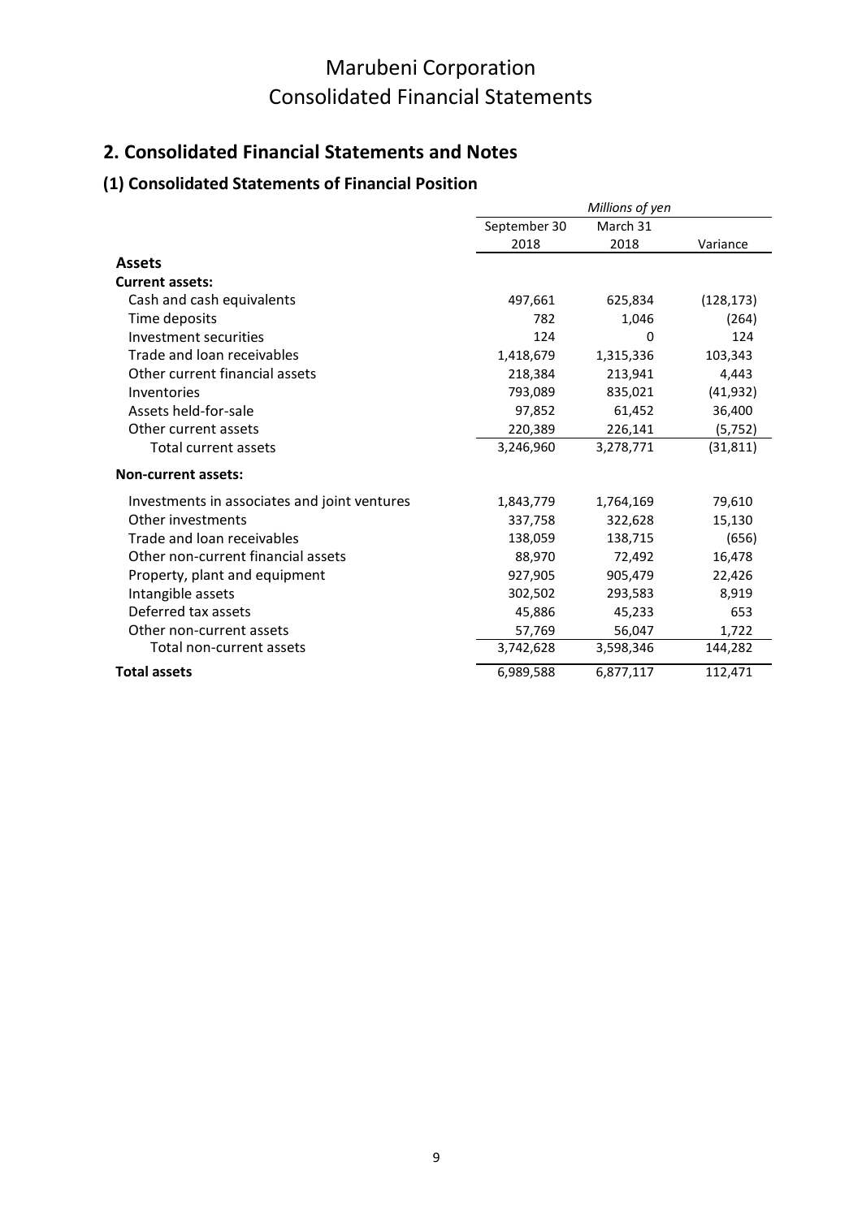Marubeni Corporation
Consolidated Financial Statements

## 2. Consolidated Financial Statements and Notes

### (1) Consolidated Statements of Financial Position

| | *Millions of yen* | | |
|---|---|---|---|
| | September 30 2018 | March 31 2018 | Variance |
| **Assets** | | | |
| **Current assets:** | | | |
| Cash and cash equivalents | 497,661 | 625,834 | (128,173) |
| Time deposits | 782 | 1,046 | (264) |
| Investment securities | 124 | 0 | 124 |
| Trade and loan receivables | 1,418,679 | 1,315,336 | 103,343 |
| Other current financial assets | 218,384 | 213,941 | 4,443 |
| Inventories | 793,089 | 835,021 | (41,932) |
| Assets held-for-sale | 97,852 | 61,452 | 36,400 |
| Other current assets | 220,389 | 226,141 | (5,752) |
| Total current assets | 3,246,960 | 3,278,771 | (31,811) |
| **Non-current assets:** | | | |
| Investments in associates and joint ventures | 1,843,779 | 1,764,169 | 79,610 |
| Other investments | 337,758 | 322,628 | 15,130 |
| Trade and loan receivables | 138,059 | 138,715 | (656) |
| Other non-current financial assets | 88,970 | 72,492 | 16,478 |
| Property, plant and equipment | 927,905 | 905,479 | 22,426 |
| Intangible assets | 302,502 | 293,583 | 8,919 |
| Deferred tax assets | 45,886 | 45,233 | 653 |
| Other non-current assets | 57,769 | 56,047 | 1,722 |
| Total non-current assets | 3,742,628 | 3,598,346 | 144,282 |
| **Total assets** | 6,989,588 | 6,877,117 | 112,471 |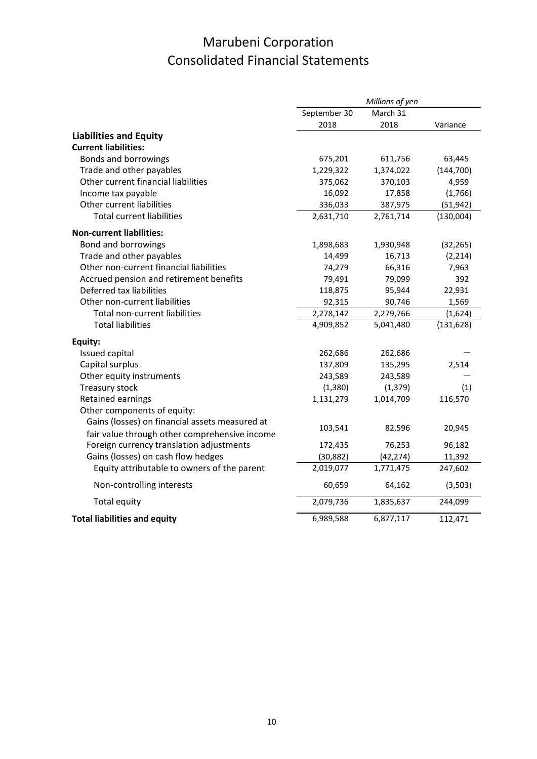# Marubeni Corporation
# Consolidated Financial Statements

| | *Millions of yen* | | |
|---|---|---|---|
| | September 30 2018 | March 31 2018 | Variance |
| **Liabilities and Equity** | | | |
| **Current liabilities:** | | | |
| Bonds and borrowings | 675,201 | 611,756 | 63,445 |
| Trade and other payables | 1,229,322 | 1,374,022 | (144,700) |
| Other current financial liabilities | 375,062 | 370,103 | 4,959 |
| Income tax payable | 16,092 | 17,858 | (1,766) |
| Other current liabilities | 336,033 | 387,975 | (51,942) |
| Total current liabilities | 2,631,710 | 2,761,714 | (130,004) |
| **Non-current liabilities:** | | | |
| Bond and borrowings | 1,898,683 | 1,930,948 | (32,265) |
| Trade and other payables | 14,499 | 16,713 | (2,214) |
| Other non-current financial liabilities | 74,279 | 66,316 | 7,963 |
| Accrued pension and retirement benefits | 79,491 | 79,099 | 392 |
| Deferred tax liabilities | 118,875 | 95,944 | 22,931 |
| Other non-current liabilities | 92,315 | 90,746 | 1,569 |
| Total non-current liabilities | 2,278,142 | 2,279,766 | (1,624) |
| Total liabilities | 4,909,852 | 5,041,480 | (131,628) |
| **Equity:** | | | |
| Issued capital | 262,686 | 262,686 | — |
| Capital surplus | 137,809 | 135,295 | 2,514 |
| Other equity instruments | 243,589 | 243,589 | — |
| Treasury stock | (1,380) | (1,379) | (1) |
| Retained earnings | 1,131,279 | 1,014,709 | 116,570 |
| Other components of equity: | | | |
| Gains (losses) on financial assets measured at fair value through other comprehensive income | 103,541 | 82,596 | 20,945 |
| Foreign currency translation adjustments | 172,435 | 76,253 | 96,182 |
| Gains (losses) on cash flow hedges | (30,882) | (42,274) | 11,392 |
| Equity attributable to owners of the parent | 2,019,077 | 1,771,475 | 247,602 |
| Non-controlling interests | 60,659 | 64,162 | (3,503) |
| Total equity | 2,079,736 | 1,835,637 | 244,099 |
| **Total liabilities and equity** | 6,989,588 | 6,877,117 | 112,471 |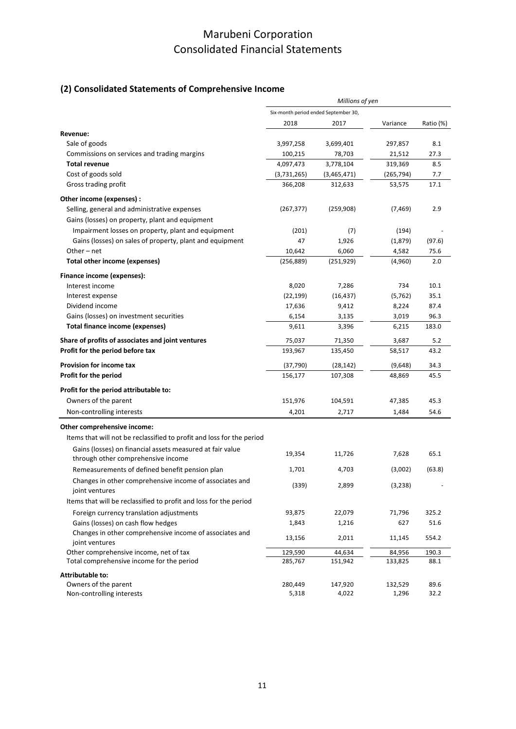# Marubeni Corporation
# Consolidated Financial Statements

## (2) Consolidated Statements of Comprehensive Income

| | *Millions of yen* | | | |
|---|---|---|---|---|
| | Six-month period ended September 30, | | | |
| | 2018 | 2017 | Variance | Ratio (%) |
| **Revenue:** | | | | |
| Sale of goods | 3,997,258 | 3,699,401 | 297,857 | 8.1 |
| Commissions on services and trading margins | 100,215 | 78,703 | 21,512 | 27.3 |
| **Total revenue** | 4,097,473 | 3,778,104 | 319,369 | 8.5 |
| Cost of goods sold | (3,731,265) | (3,465,471) | (265,794) | 7.7 |
| Gross trading profit | 366,208 | 312,633 | 53,575 | 17.1 |
| **Other income (expenses) :** | | | | |
| Selling, general and administrative expenses | (267,377) | (259,908) | (7,469) | 2.9 |
| Gains (losses) on property, plant and equipment | | | | |
| Impairment losses on property, plant and equipment | (201) | (7) | (194) | - |
| Gains (losses) on sales of property, plant and equipment | 47 | 1,926 | (1,879) | (97.6) |
| Other – net | 10,642 | 6,060 | 4,582 | 75.6 |
| **Total other income (expenses)** | (256,889) | (251,929) | (4,960) | 2.0 |
| **Finance income (expenses):** | | | | |
| Interest income | 8,020 | 7,286 | 734 | 10.1 |
| Interest expense | (22,199) | (16,437) | (5,762) | 35.1 |
| Dividend income | 17,636 | 9,412 | 8,224 | 87.4 |
| Gains (losses) on investment securities | 6,154 | 3,135 | 3,019 | 96.3 |
| **Total finance income (expenses)** | 9,611 | 3,396 | 6,215 | 183.0 |
| **Share of profits of associates and joint ventures** | 75,037 | 71,350 | 3,687 | 5.2 |
| **Profit for the period before tax** | 193,967 | 135,450 | 58,517 | 43.2 |
| **Provision for income tax** | (37,790) | (28,142) | (9,648) | 34.3 |
| **Profit for the period** | 156,177 | 107,308 | 48,869 | 45.5 |
| **Profit for the period attributable to:** | | | | |
| Owners of the parent | 151,976 | 104,591 | 47,385 | 45.3 |
| Non-controlling interests | 4,201 | 2,717 | 1,484 | 54.6 |
| **Other comprehensive income:** | | | | |
| Items that will not be reclassified to profit and loss for the period | | | | |
| Gains (losses) on financial assets measured at fair value through other comprehensive income | 19,354 | 11,726 | 7,628 | 65.1 |
| Remeasurements of defined benefit pension plan | 1,701 | 4,703 | (3,002) | (63.8) |
| Changes in other comprehensive income of associates and joint ventures | (339) | 2,899 | (3,238) | - |
| Items that will be reclassified to profit and loss for the period | | | | |
| Foreign currency translation adjustments | 93,875 | 22,079 | 71,796 | 325.2 |
| Gains (losses) on cash flow hedges | 1,843 | 1,216 | 627 | 51.6 |
| Changes in other comprehensive income of associates and joint ventures | 13,156 | 2,011 | 11,145 | 554.2 |
| Other comprehensive income, net of tax | 129,590 | 44,634 | 84,956 | 190.3 |
| Total comprehensive income for the period | 285,767 | 151,942 | 133,825 | 88.1 |
| **Attributable to:** | | | | |
| Owners of the parent | 280,449 | 147,920 | 132,529 | 89.6 |
| Non-controlling interests | 5,318 | 4,022 | 1,296 | 32.2 |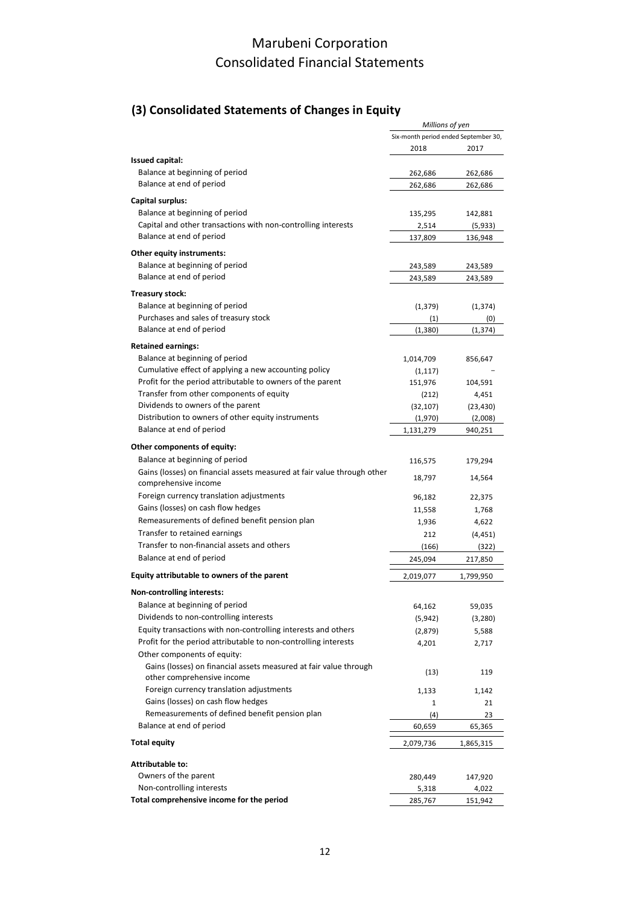# Marubeni Corporation
# Consolidated Financial Statements

## (3) Consolidated Statements of Changes in Equity

| | *Millions of yen* | |
|---|---|---|
| | Six-month period ended September 30, | |
| | 2018 | 2017 |
| **Issued capital:** | | |
| Balance at beginning of period | 262,686 | 262,686 |
| Balance at end of period | 262,686 | 262,686 |
| **Capital surplus:** | | |
| Balance at beginning of period | 135,295 | 142,881 |
| Capital and other transactions with non-controlling interests | 2,514 | (5,933) |
| Balance at end of period | 137,809 | 136,948 |
| **Other equity instruments:** | | |
| Balance at beginning of period | 243,589 | 243,589 |
| Balance at end of period | 243,589 | 243,589 |
| **Treasury stock:** | | |
| Balance at beginning of period | (1,379) | (1,374) |
| Purchases and sales of treasury stock | (1) | (0) |
| Balance at end of period | (1,380) | (1,374) |
| **Retained earnings:** | | |
| Balance at beginning of period | 1,014,709 | 856,647 |
| Cumulative effect of applying a new accounting policy | (1,117) | – |
| Profit for the period attributable to owners of the parent | 151,976 | 104,591 |
| Transfer from other components of equity | (212) | 4,451 |
| Dividends to owners of the parent | (32,107) | (23,430) |
| Distribution to owners of other equity instruments | (1,970) | (2,008) |
| Balance at end of period | 1,131,279 | 940,251 |
| **Other components of equity:** | | |
| Balance at beginning of period | 116,575 | 179,294 |
| Gains (losses) on financial assets measured at fair value through other comprehensive income | 18,797 | 14,564 |
| Foreign currency translation adjustments | 96,182 | 22,375 |
| Gains (losses) on cash flow hedges | 11,558 | 1,768 |
| Remeasurements of defined benefit pension plan | 1,936 | 4,622 |
| Transfer to retained earnings | 212 | (4,451) |
| Transfer to non-financial assets and others | (166) | (322) |
| Balance at end of period | 245,094 | 217,850 |
| **Equity attributable to owners of the parent** | 2,019,077 | 1,799,950 |
| **Non-controlling interests:** | | |
| Balance at beginning of period | 64,162 | 59,035 |
| Dividends to non-controlling interests | (5,942) | (3,280) |
| Equity transactions with non-controlling interests and others | (2,879) | 5,588 |
| Profit for the period attributable to non-controlling interests | 4,201 | 2,717 |
| Other components of equity: | | |
| Gains (losses) on financial assets measured at fair value through other comprehensive income | (13) | 119 |
| Foreign currency translation adjustments | 1,133 | 1,142 |
| Gains (losses) on cash flow hedges | 1 | 21 |
| Remeasurements of defined benefit pension plan | (4) | 23 |
| Balance at end of period | 60,659 | 65,365 |
| **Total equity** | 2,079,736 | 1,865,315 |
| **Attributable to:** | | |
| Owners of the parent | 280,449 | 147,920 |
| Non-controlling interests | 5,318 | 4,022 |
| **Total comprehensive income for the period** | 285,767 | 151,942 |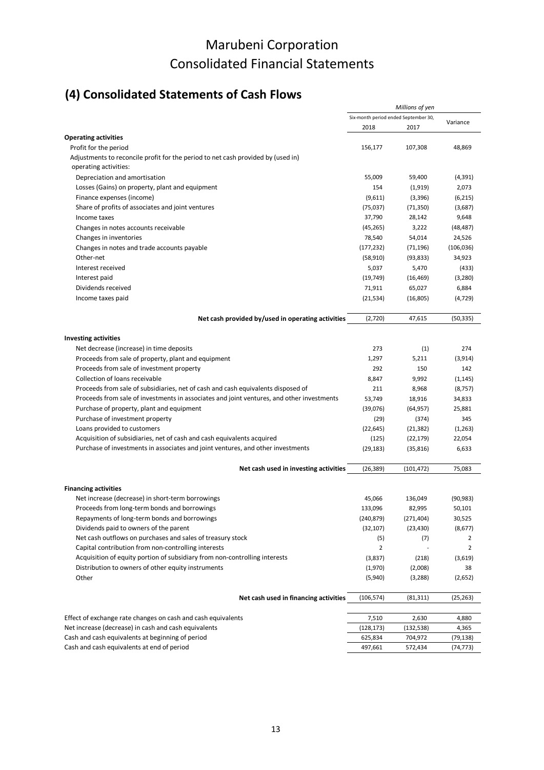# Marubeni Corporation
# Consolidated Financial Statements

## (4) Consolidated Statements of Cash Flows

| | *Millions of yen* | | |
|---|---|---|---|
| | Six-month period ended September 30, | | Variance |
| | 2018 | 2017 | |
| **Operating activities** | | | |
| Profit for the period | 156,177 | 107,308 | 48,869 |
| Adjustments to reconcile profit for the period to net cash provided by (used in) operating activities: | | | |
| Depreciation and amortisation | 55,009 | 59,400 | (4,391) |
| Losses (Gains) on property, plant and equipment | 154 | (1,919) | 2,073 |
| Finance expenses (income) | (9,611) | (3,396) | (6,215) |
| Share of profits of associates and joint ventures | (75,037) | (71,350) | (3,687) |
| Income taxes | 37,790 | 28,142 | 9,648 |
| Changes in notes accounts receivable | (45,265) | 3,222 | (48,487) |
| Changes in inventories | 78,540 | 54,014 | 24,526 |
| Changes in notes and trade accounts payable | (177,232) | (71,196) | (106,036) |
| Other-net | (58,910) | (93,833) | 34,923 |
| Interest received | 5,037 | 5,470 | (433) |
| Interest paid | (19,749) | (16,469) | (3,280) |
| Dividends received | 71,911 | 65,027 | 6,884 |
| Income taxes paid | (21,534) | (16,805) | (4,729) |
| **Net cash provided by/used in operating activities** | (2,720) | 47,615 | (50,335) |
| **Investing activities** | | | |
| Net decrease (increase) in time deposits | 273 | (1) | 274 |
| Proceeds from sale of property, plant and equipment | 1,297 | 5,211 | (3,914) |
| Proceeds from sale of investment property | 292 | 150 | 142 |
| Collection of loans receivable | 8,847 | 9,992 | (1,145) |
| Proceeds from sale of subsidiaries, net of cash and cash equivalents disposed of | 211 | 8,968 | (8,757) |
| Proceeds from sale of investments in associates and joint ventures, and other investments | 53,749 | 18,916 | 34,833 |
| Purchase of property, plant and equipment | (39,076) | (64,957) | 25,881 |
| Purchase of investment property | (29) | (374) | 345 |
| Loans provided to customers | (22,645) | (21,382) | (1,263) |
| Acquisition of subsidiaries, net of cash and cash equivalents acquired | (125) | (22,179) | 22,054 |
| Purchase of investments in associates and joint ventures, and other investments | (29,183) | (35,816) | 6,633 |
| **Net cash used in investing activities** | (26,389) | (101,472) | 75,083 |
| **Financing activities** | | | |
| Net increase (decrease) in short-term borrowings | 45,066 | 136,049 | (90,983) |
| Proceeds from long-term bonds and borrowings | 133,096 | 82,995 | 50,101 |
| Repayments of long-term bonds and borrowings | (240,879) | (271,404) | 30,525 |
| Dividends paid to owners of the parent | (32,107) | (23,430) | (8,677) |
| Net cash outflows on purchases and sales of treasury stock | (5) | (7) | 2 |
| Capital contribution from non-controlling interests | 2 | - | 2 |
| Acquisition of equity portion of subsidiary from non-controlling interests | (3,837) | (218) | (3,619) |
| Distribution to owners of other equity instruments | (1,970) | (2,008) | 38 |
| Other | (5,940) | (3,288) | (2,652) |
| **Net cash used in financing activities** | (106,574) | (81,311) | (25,263) |
| Effect of exchange rate changes on cash and cash equivalents | 7,510 | 2,630 | 4,880 |
| Net increase (decrease) in cash and cash equivalents | (128,173) | (132,538) | 4,365 |
| Cash and cash equivalents at beginning of period | 625,834 | 704,972 | (79,138) |
| Cash and cash equivalents at end of period | 497,661 | 572,434 | (74,773) |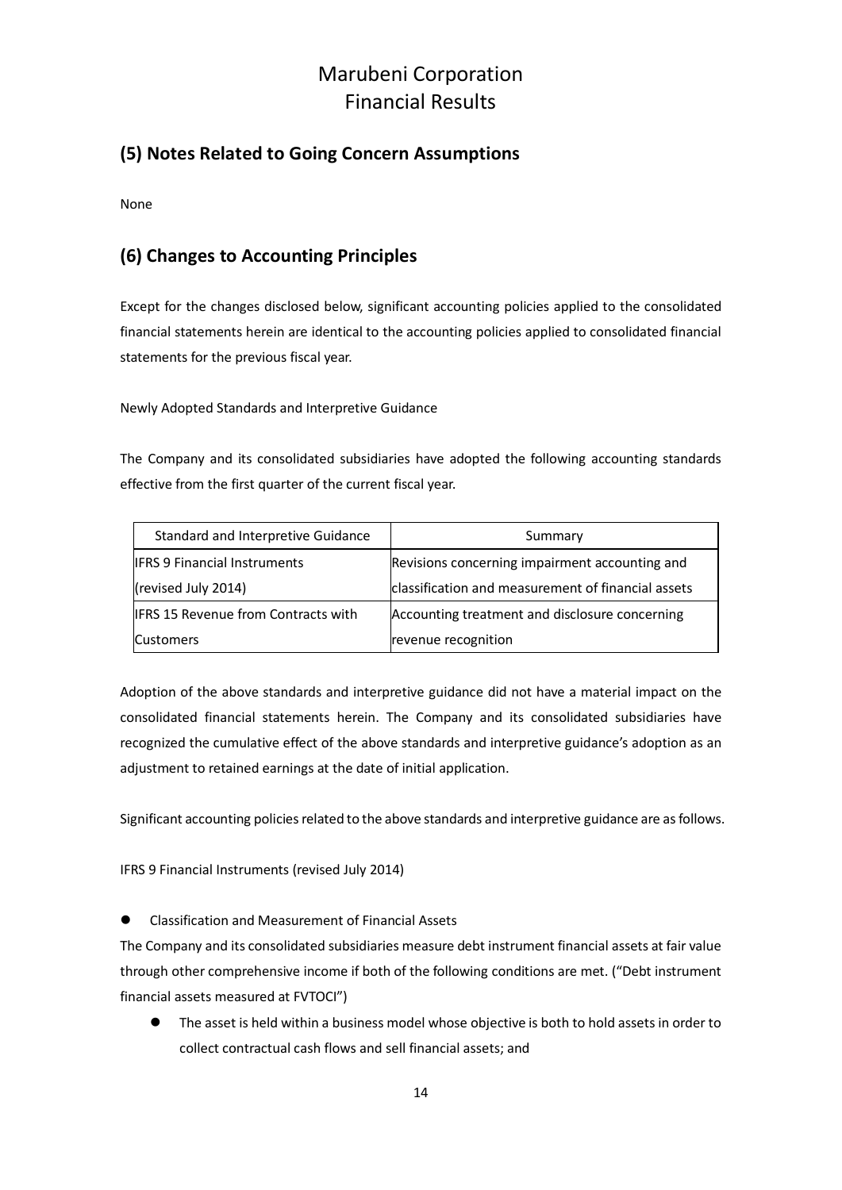## (5) Notes Related to Going Concern Assumptions

None

## (6) Changes to Accounting Principles

Except for the changes disclosed below, significant accounting policies applied to the consolidated financial statements herein are identical to the accounting policies applied to consolidated financial statements for the previous fiscal year.

Newly Adopted Standards and Interpretive Guidance

The Company and its consolidated subsidiaries have adopted the following accounting standards effective from the first quarter of the current fiscal year.

| Standard and Interpretive Guidance | Summary |
| --- | --- |
| IFRS 9 Financial Instruments (revised July 2014) | Revisions concerning impairment accounting and classification and measurement of financial assets |
| IFRS 15 Revenue from Contracts with Customers | Accounting treatment and disclosure concerning revenue recognition |

Adoption of the above standards and interpretive guidance did not have a material impact on the consolidated financial statements herein. The Company and its consolidated subsidiaries have recognized the cumulative effect of the above standards and interpretive guidance's adoption as an adjustment to retained earnings at the date of initial application.

Significant accounting policies related to the above standards and interpretive guidance are as follows.

IFRS 9 Financial Instruments (revised July 2014)

- Classification and Measurement of Financial Assets

The Company and its consolidated subsidiaries measure debt instrument financial assets at fair value through other comprehensive income if both of the following conditions are met. ("Debt instrument financial assets measured at FVTOCI")

- The asset is held within a business model whose objective is both to hold assets in order to collect contractual cash flows and sell financial assets; and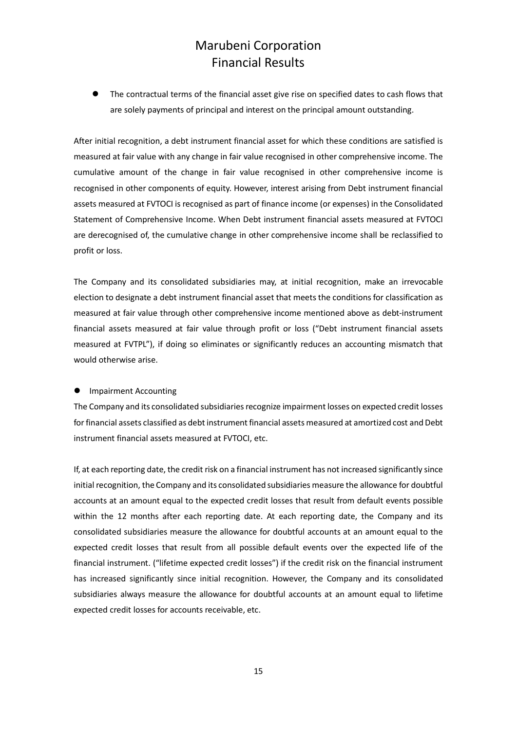- The contractual terms of the financial asset give rise on specified dates to cash flows that are solely payments of principal and interest on the principal amount outstanding.

After initial recognition, a debt instrument financial asset for which these conditions are satisfied is measured at fair value with any change in fair value recognised in other comprehensive income. The cumulative amount of the change in fair value recognised in other comprehensive income is recognised in other components of equity. However, interest arising from Debt instrument financial assets measured at FVTOCI is recognised as part of finance income (or expenses) in the Consolidated Statement of Comprehensive Income. When Debt instrument financial assets measured at FVTOCI are derecognised of, the cumulative change in other comprehensive income shall be reclassified to profit or loss.

The Company and its consolidated subsidiaries may, at initial recognition, make an irrevocable election to designate a debt instrument financial asset that meets the conditions for classification as measured at fair value through other comprehensive income mentioned above as debt-instrument financial assets measured at fair value through profit or loss ("Debt instrument financial assets measured at FVTPL"), if doing so eliminates or significantly reduces an accounting mismatch that would otherwise arise.

- Impairment Accounting

The Company and its consolidated subsidiaries recognize impairment losses on expected credit losses for financial assets classified as debt instrument financial assets measured at amortized cost and Debt instrument financial assets measured at FVTOCI, etc.

If, at each reporting date, the credit risk on a financial instrument has not increased significantly since initial recognition, the Company and its consolidated subsidiaries measure the allowance for doubtful accounts at an amount equal to the expected credit losses that result from default events possible within the 12 months after each reporting date. At each reporting date, the Company and its consolidated subsidiaries measure the allowance for doubtful accounts at an amount equal to the expected credit losses that result from all possible default events over the expected life of the financial instrument. ("lifetime expected credit losses") if the credit risk on the financial instrument has increased significantly since initial recognition. However, the Company and its consolidated subsidiaries always measure the allowance for doubtful accounts at an amount equal to lifetime expected credit losses for accounts receivable, etc.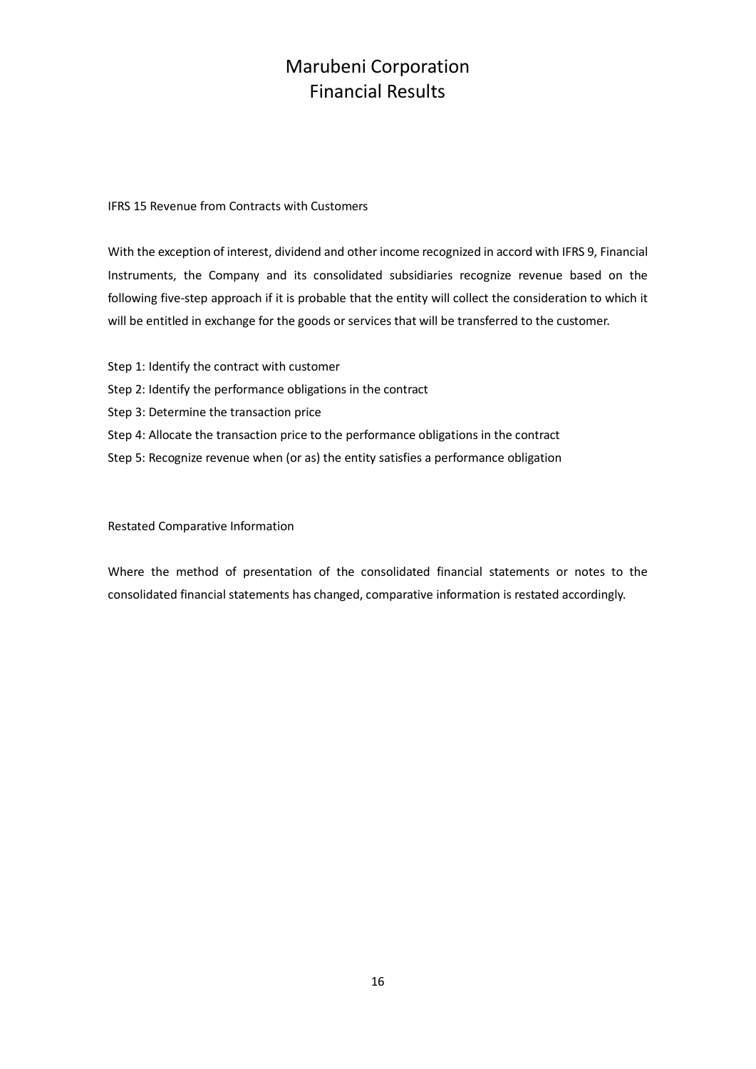IFRS 15 Revenue from Contracts with Customers

With the exception of interest, dividend and other income recognized in accord with IFRS 9, Financial Instruments, the Company and its consolidated subsidiaries recognize revenue based on the following five-step approach if it is probable that the entity will collect the consideration to which it will be entitled in exchange for the goods or services that will be transferred to the customer.

Step 1: Identify the contract with customer
Step 2: Identify the performance obligations in the contract
Step 3: Determine the transaction price
Step 4: Allocate the transaction price to the performance obligations in the contract
Step 5: Recognize revenue when (or as) the entity satisfies a performance obligation

Restated Comparative Information

Where the method of presentation of the consolidated financial statements or notes to the consolidated financial statements has changed, comparative information is restated accordingly.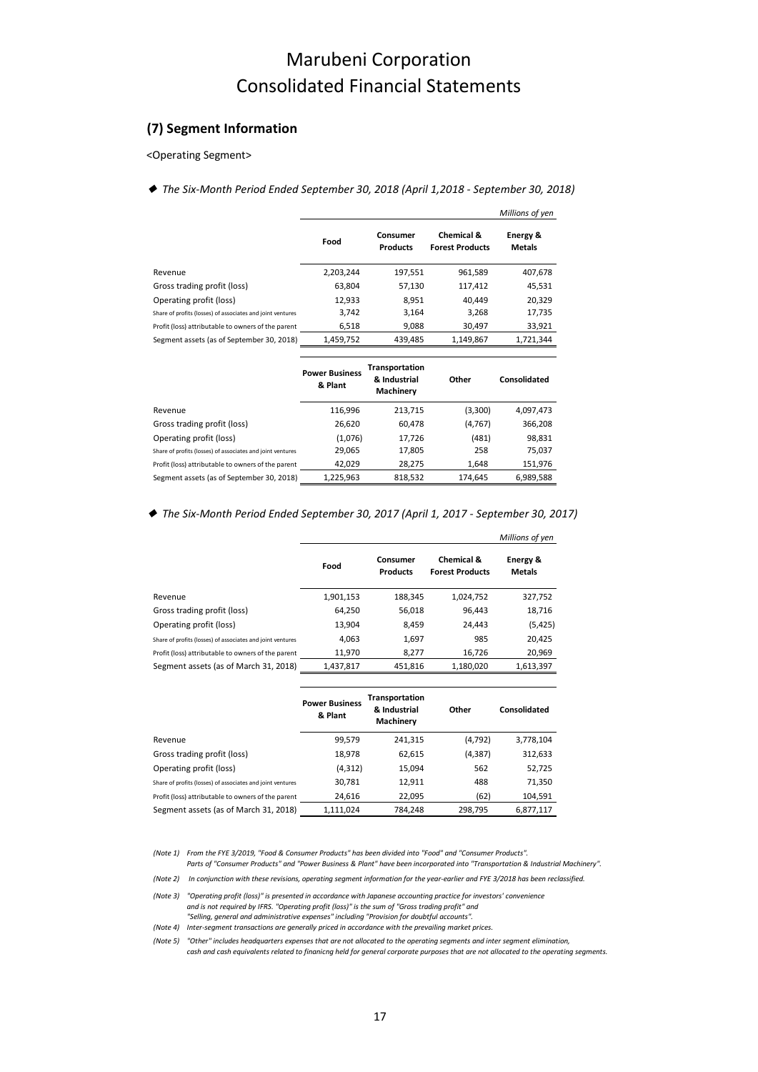# Marubeni Corporation
# Consolidated Financial Statements

## (7) Segment Information

<Operating Segment>

◆ *The Six-Month Period Ended September 30, 2018 (April 1,2018 - September 30, 2018)*

*Millions of yen*

| | Food | Consumer Products | Chemical & Forest Products | Energy & Metals |
|---|---|---|---|---|
| Revenue | 2,203,244 | 197,551 | 961,589 | 407,678 |
| Gross trading profit (loss) | 63,804 | 57,130 | 117,412 | 45,531 |
| Operating profit (loss) | 12,933 | 8,951 | 40,449 | 20,329 |
| Share of profits (losses) of associates and joint ventures | 3,742 | 3,164 | 3,268 | 17,735 |
| Profit (loss) attributable to owners of the parent | 6,518 | 9,088 | 30,497 | 33,921 |
| Segment assets (as of September 30, 2018) | 1,459,752 | 439,485 | 1,149,867 | 1,721,344 |

| | Power Business & Plant | Transportation & Industrial Machinery | Other | Consolidated |
|---|---|---|---|---|
| Revenue | 116,996 | 213,715 | (3,300) | 4,097,473 |
| Gross trading profit (loss) | 26,620 | 60,478 | (4,767) | 366,208 |
| Operating profit (loss) | (1,076) | 17,726 | (481) | 98,831 |
| Share of profits (losses) of associates and joint ventures | 29,065 | 17,805 | 258 | 75,037 |
| Profit (loss) attributable to owners of the parent | 42,029 | 28,275 | 1,648 | 151,976 |
| Segment assets (as of September 30, 2018) | 1,225,963 | 818,532 | 174,645 | 6,989,588 |

◆ *The Six-Month Period Ended September 30, 2017 (April 1, 2017 - September 30, 2017)*

*Millions of yen*

| | Food | Consumer Products | Chemical & Forest Products | Energy & Metals |
|---|---|---|---|---|
| Revenue | 1,901,153 | 188,345 | 1,024,752 | 327,752 |
| Gross trading profit (loss) | 64,250 | 56,018 | 96,443 | 18,716 |
| Operating profit (loss) | 13,904 | 8,459 | 24,443 | (5,425) |
| Share of profits (losses) of associates and joint ventures | 4,063 | 1,697 | 985 | 20,425 |
| Profit (loss) attributable to owners of the parent | 11,970 | 8,277 | 16,726 | 20,969 |
| Segment assets (as of March 31, 2018) | 1,437,817 | 451,816 | 1,180,020 | 1,613,397 |

| | Power Business & Plant | Transportation & Industrial Machinery | Other | Consolidated |
|---|---|---|---|---|
| Revenue | 99,579 | 241,315 | (4,792) | 3,778,104 |
| Gross trading profit (loss) | 18,978 | 62,615 | (4,387) | 312,633 |
| Operating profit (loss) | (4,312) | 15,094 | 562 | 52,725 |
| Share of profits (losses) of associates and joint ventures | 30,781 | 12,911 | 488 | 71,350 |
| Profit (loss) attributable to owners of the parent | 24,616 | 22,095 | (62) | 104,591 |
| Segment assets (as of March 31, 2018) | 1,111,024 | 784,248 | 298,795 | 6,877,117 |

*(Note 1) From the FYE 3/2019, "Food & Consumer Products" has been divided into "Food" and "Consumer Products". Parts of "Consumer Products" and "Power Business & Plant" have been incorporated into "Transportation & Industrial Machinery".*

*(Note 2) In conjunction with these revisions, operating segment information for the year-earlier and FYE 3/2018 has been reclassified.*

*(Note 3) "Operating profit (loss)" is presented in accordance with Japanese accounting practice for investors' convenience and is not required by IFRS. "Operating profit (loss)" is the sum of "Gross trading profit" and "Selling, general and administrative expenses" including "Provision for doubtful accounts".*

*(Note 4) Inter-segment transactions are generally priced in accordance with the prevailing market prices.*

*(Note 5) "Other" includes headquarters expenses that are not allocated to the operating segments and inter segment elimination, cash and cash equivalents related to finanicng held for general corporate purposes that are not allocated to the operating segments.*